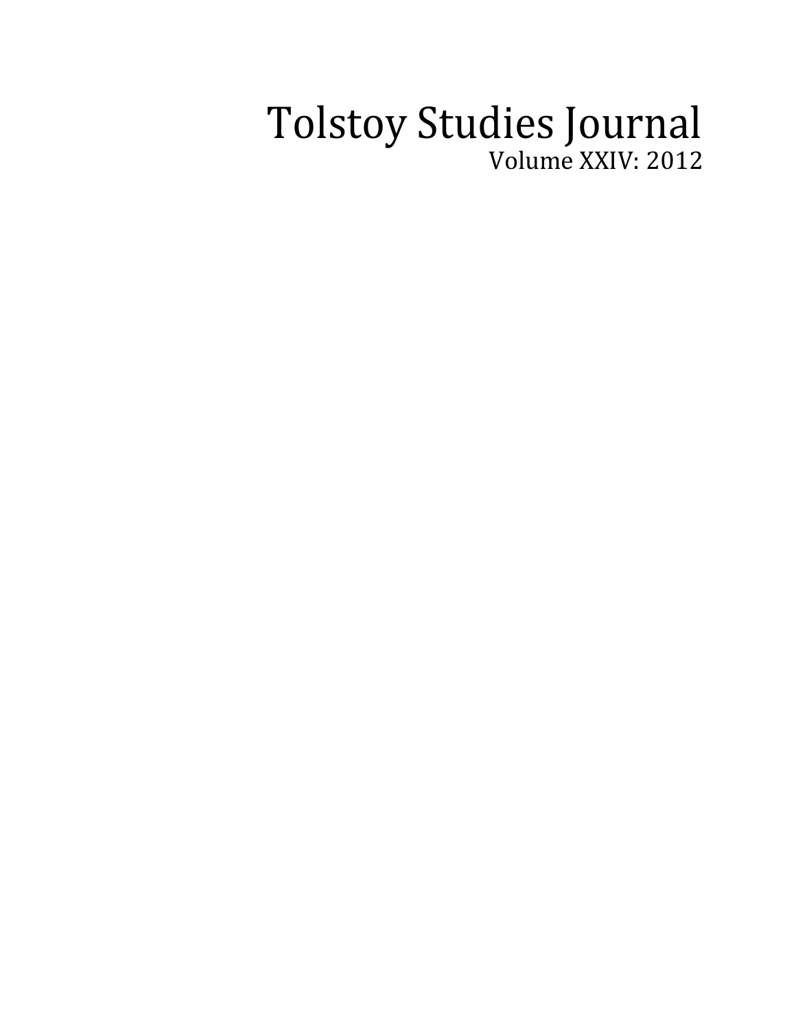# Tolstoy Studies Journal

Volume XXIV: 2012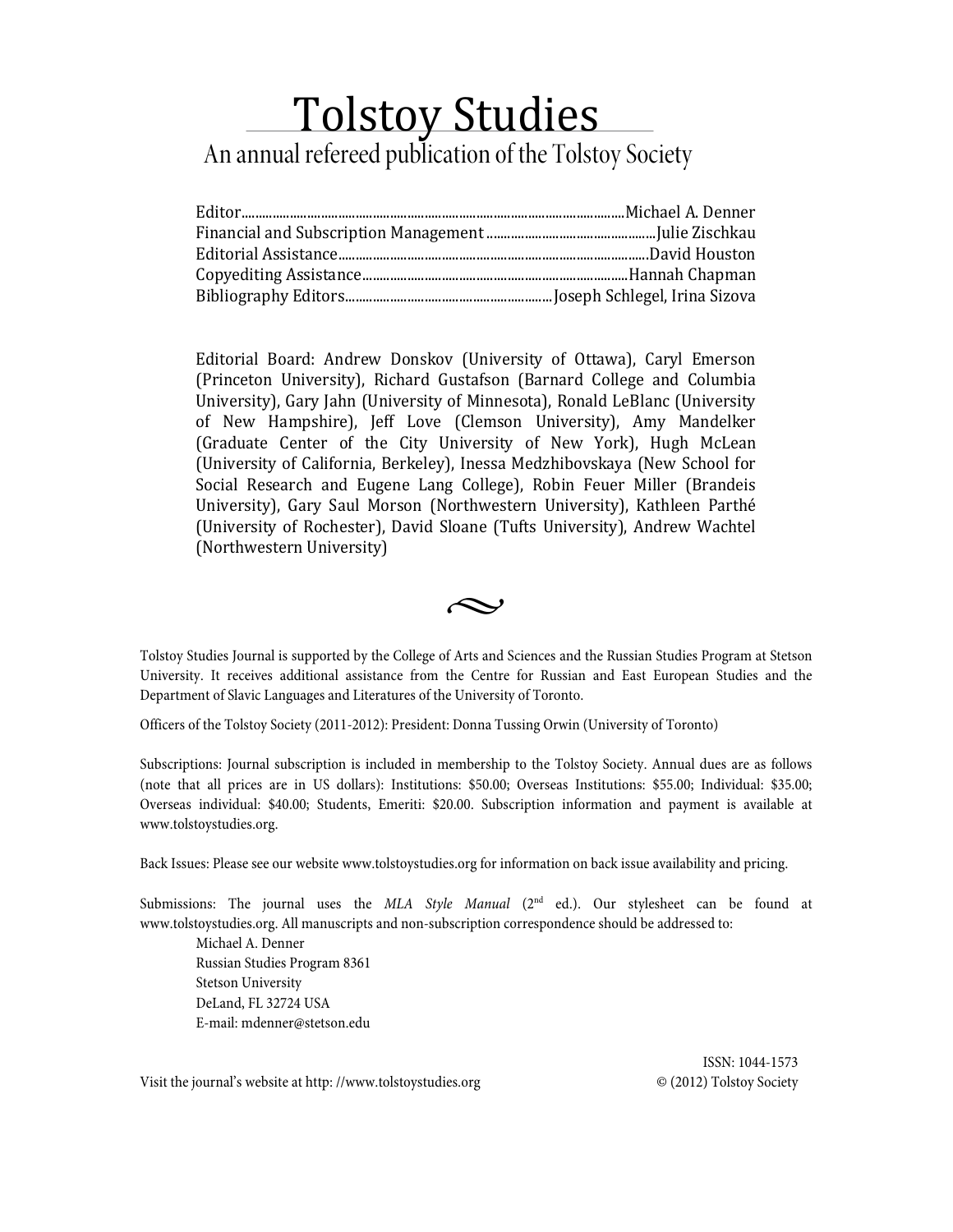# Tolstoy Studies

An annual refereed publication of the Tolstoy Society

Editor........................................................................................................Michael A. Denner
Financial and Subscription Management..................................................Julie Zischkau
Editorial Assistance.........................................................................................David Houston
Copyediting Assistance...................................................................................Hannah Chapman
Bibliography Editors..............................................................Joseph Schlegel, Irina Sizova

Editorial Board: Andrew Donskov (University of Ottawa), Caryl Emerson (Princeton University), Richard Gustafson (Barnard College and Columbia University), Gary Jahn (University of Minnesota), Ronald LeBlanc (University of New Hampshire), Jeff Love (Clemson University), Amy Mandelker (Graduate Center of the City University of New York), Hugh McLean (University of California, Berkeley), Inessa Medzhibovskaya (New School for Social Research and Eugene Lang College), Robin Feuer Miller (Brandeis University), Gary Saul Morson (Northwestern University), Kathleen Parthé (University of Rochester), David Sloane (Tufts University), Andrew Wachtel (Northwestern University)

Tolstoy Studies Journal is supported by the College of Arts and Sciences and the Russian Studies Program at Stetson University. It receives additional assistance from the Centre for Russian and East European Studies and the Department of Slavic Languages and Literatures of the University of Toronto.

Officers of the Tolstoy Society (2011-2012): President: Donna Tussing Orwin (University of Toronto)

Subscriptions: Journal subscription is included in membership to the Tolstoy Society. Annual dues are as follows (note that all prices are in US dollars): Institutions: $50.00; Overseas Institutions: $55.00; Individual: $35.00; Overseas individual: $40.00; Students, Emeriti: $20.00. Subscription information and payment is available at www.tolstoystudies.org.

Back Issues: Please see our website www.tolstoystudies.org for information on back issue availability and pricing.

Submissions: The journal uses the *MLA Style Manual* (2nd ed.). Our stylesheet can be found at www.tolstoystudies.org. All manuscripts and non-subscription correspondence should be addressed to:

Michael A. Denner
Russian Studies Program 8361
Stetson University
DeLand, FL 32724 USA
E-mail: mdenner@stetson.edu

ISSN: 1044-1573
© (2012) Tolstoy Society

Visit the journal's website at http: //www.tolstoystudies.org